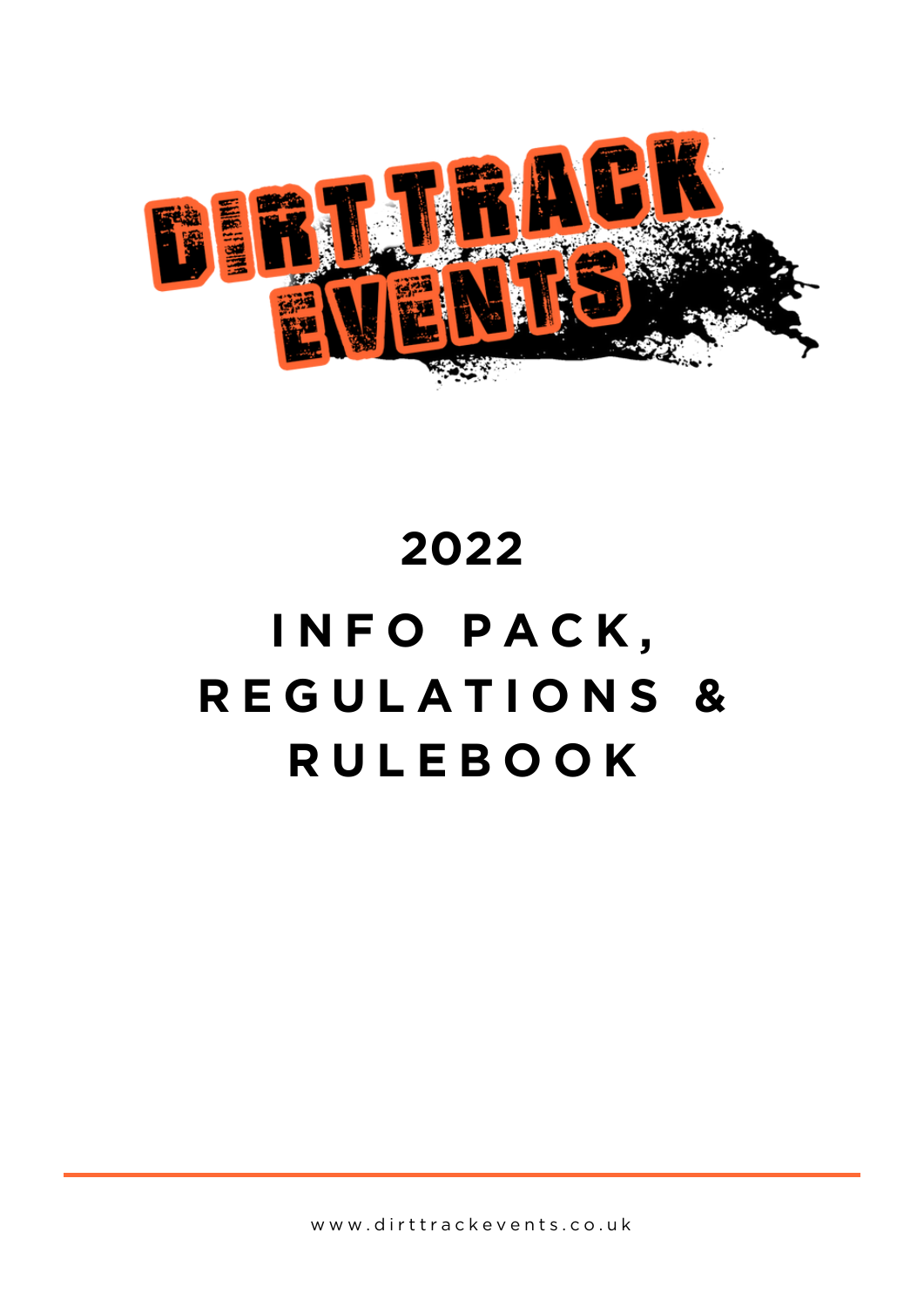DIRT TRACK EVENTS

# 2022

# INFO PACK, REGULATIONS & RULEBOOK

www.dirttrackevents.co.uk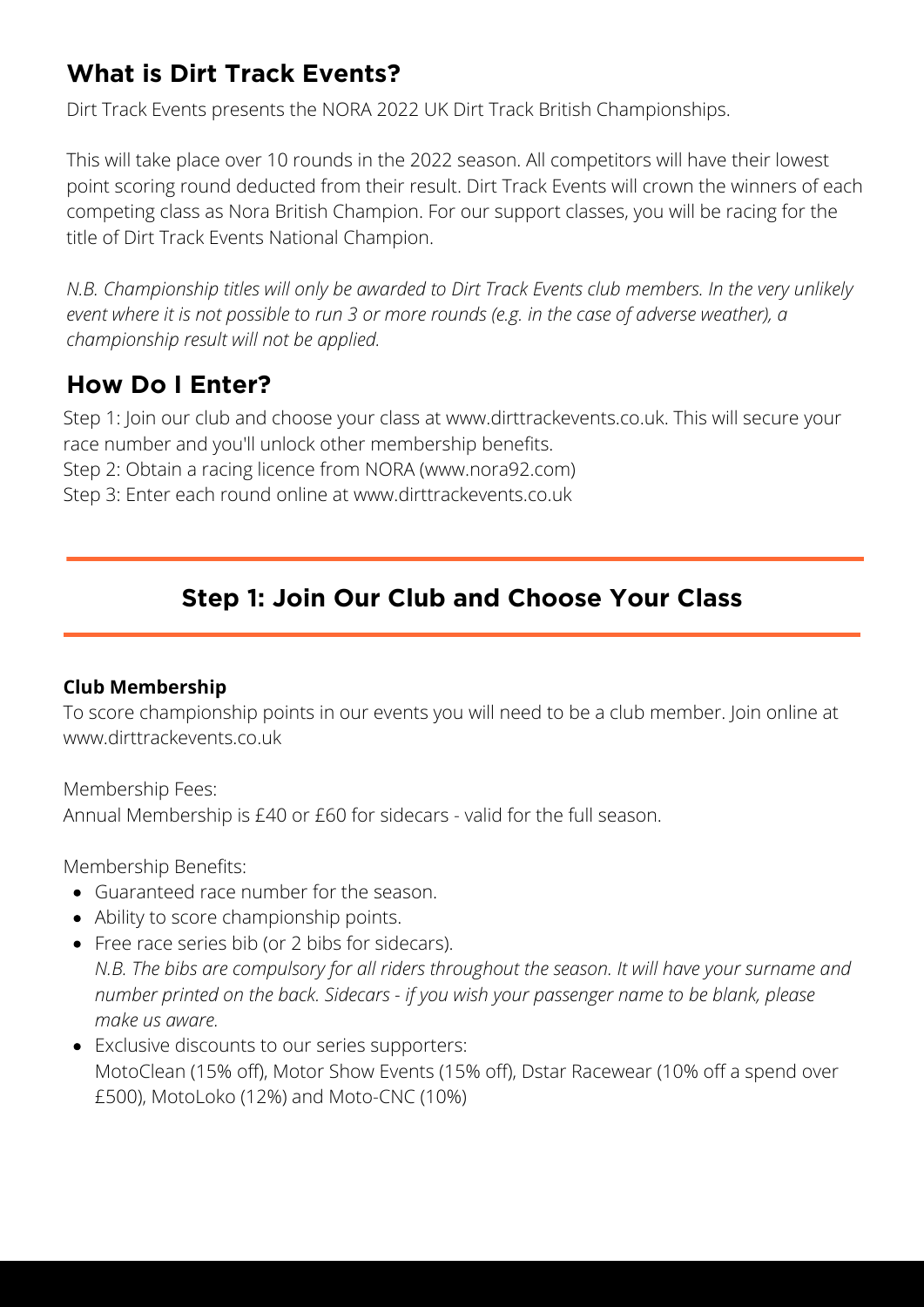## What is Dirt Track Events?

Dirt Track Events presents the NORA 2022 UK Dirt Track British Championships.

This will take place over 10 rounds in the 2022 season. All competitors will have their lowest point scoring round deducted from their result. Dirt Track Events will crown the winners of each competing class as Nora British Champion. For our support classes, you will be racing for the title of Dirt Track Events National Champion.

*N.B. Championship titles will only be awarded to Dirt Track Events club members. In the very unlikely event where it is not possible to run 3 or more rounds (e.g. in the case of adverse weather), a championship result will not be applied.*

## How Do I Enter?

Step 1: Join our club and choose your class at www.dirttrackevents.co.uk. This will secure your race number and you'll unlock other membership benefits.
Step 2: Obtain a racing licence from NORA (www.nora92.com)
Step 3: Enter each round online at www.dirttrackevents.co.uk

## Step 1: Join Our Club and Choose Your Class

**Club Membership**

To score championship points in our events you will need to be a club member. Join online at www.dirttrackevents.co.uk

Membership Fees:
Annual Membership is £40 or £60 for sidecars - valid for the full season.

Membership Benefits:

- Guaranteed race number for the season.
- Ability to score championship points.
- Free race series bib (or 2 bibs for sidecars).
  *N.B. The bibs are compulsory for all riders throughout the season. It will have your surname and number printed on the back. Sidecars - if you wish your passenger name to be blank, please make us aware.*
- Exclusive discounts to our series supporters:
  MotoClean (15% off), Motor Show Events (15% off), Dstar Racewear (10% off a spend over £500), MotoLoko (12%) and Moto-CNC (10%)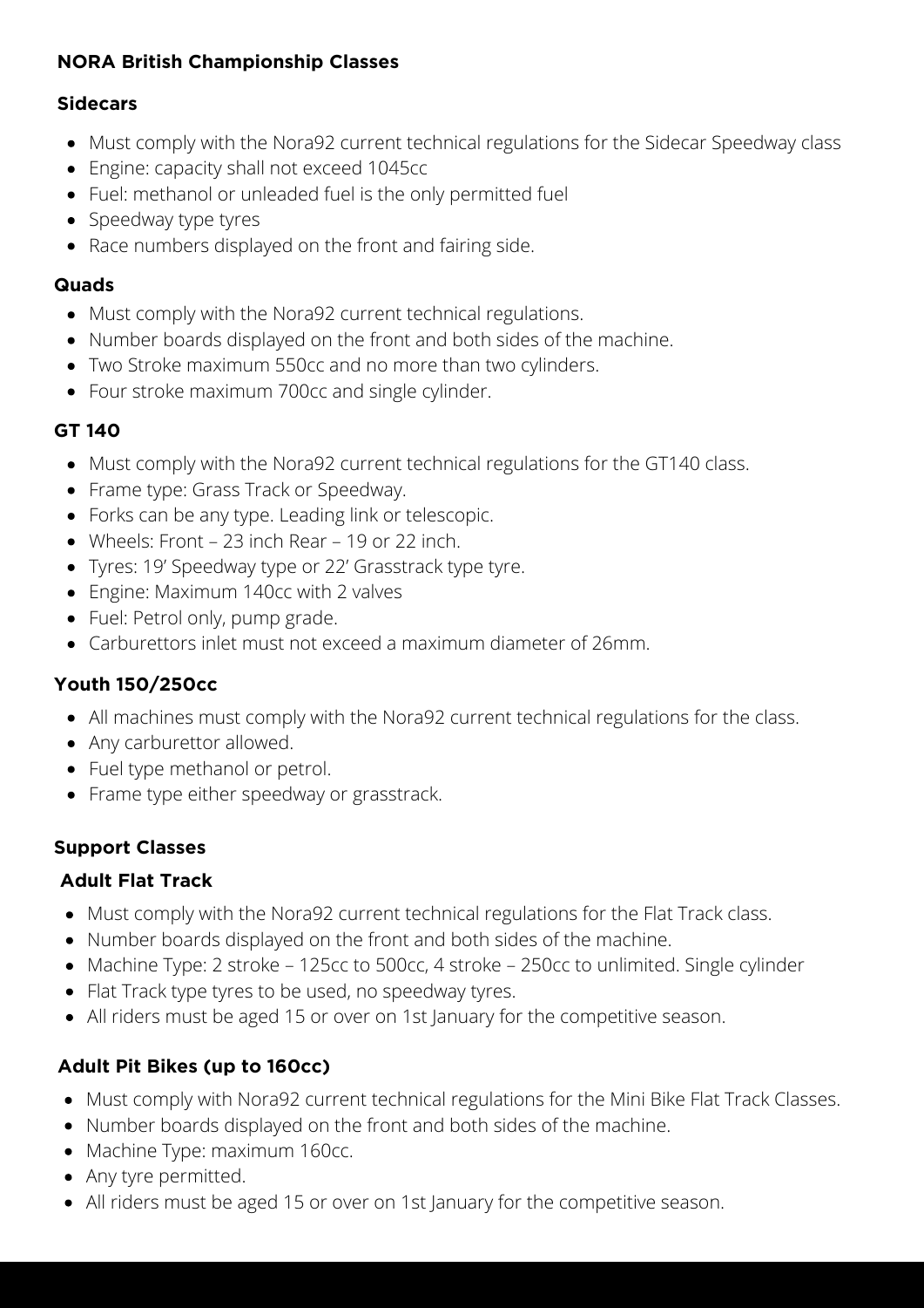**NORA British Championship Classes**

### Sidecars

- Must comply with the Nora92 current technical regulations for the Sidecar Speedway class
- Engine: capacity shall not exceed 1045cc
- Fuel: methanol or unleaded fuel is the only permitted fuel
- Speedway type tyres
- Race numbers displayed on the front and fairing side.

### Quads

- Must comply with the Nora92 current technical regulations.
- Number boards displayed on the front and both sides of the machine.
- Two Stroke maximum 550cc and no more than two cylinders.
- Four stroke maximum 700cc and single cylinder.

### GT 140

- Must comply with the Nora92 current technical regulations for the GT140 class.
- Frame type: Grass Track or Speedway.
- Forks can be any type. Leading link or telescopic.
- Wheels: Front – 23 inch Rear – 19 or 22 inch.
- Tyres: 19' Speedway type or 22' Grasstrack type tyre.
- Engine: Maximum 140cc with 2 valves
- Fuel: Petrol only, pump grade.
- Carburettors inlet must not exceed a maximum diameter of 26mm.

### Youth 150/250cc

- All machines must comply with the Nora92 current technical regulations for the class.
- Any carburettor allowed.
- Fuel type methanol or petrol.
- Frame type either speedway or grasstrack.

## Support Classes

### Adult Flat Track

- Must comply with the Nora92 current technical regulations for the Flat Track class.
- Number boards displayed on the front and both sides of the machine.
- Machine Type: 2 stroke – 125cc to 500cc, 4 stroke – 250cc to unlimited. Single cylinder
- Flat Track type tyres to be used, no speedway tyres.
- All riders must be aged 15 or over on 1st January for the competitive season.

### Adult Pit Bikes (up to 160cc)

- Must comply with Nora92 current technical regulations for the Mini Bike Flat Track Classes.
- Number boards displayed on the front and both sides of the machine.
- Machine Type: maximum 160cc.
- Any tyre permitted.
- All riders must be aged 15 or over on 1st January for the competitive season.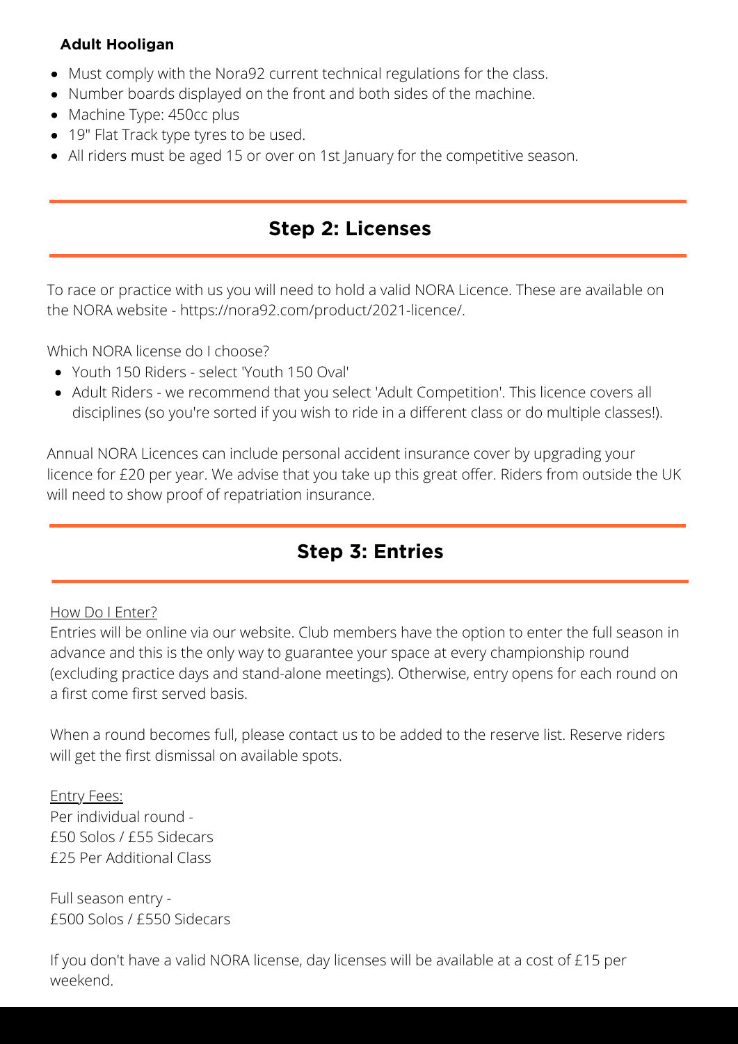**Adult Hooligan**

- Must comply with the Nora92 current technical regulations for the class.
- Number boards displayed on the front and both sides of the machine.
- Machine Type: 450cc plus
- 19" Flat Track type tyres to be used.
- All riders must be aged 15 or over on 1st January for the competitive season.

## Step 2: Licenses

To race or practice with us you will need to hold a valid NORA Licence. These are available on the NORA website - https://nora92.com/product/2021-licence/.

Which NORA license do I choose?

- Youth 150 Riders - select 'Youth 150 Oval'
- Adult Riders - we recommend that you select 'Adult Competition'. This licence covers all disciplines (so you're sorted if you wish to ride in a different class or do multiple classes!).

Annual NORA Licences can include personal accident insurance cover by upgrading your licence for £20 per year. We advise that you take up this great offer. Riders from outside the UK will need to show proof of repatriation insurance.

## Step 3: Entries

How Do I Enter?

Entries will be online via our website. Club members have the option to enter the full season in advance and this is the only way to guarantee your space at every championship round (excluding practice days and stand-alone meetings). Otherwise, entry opens for each round on a first come first served basis.

When a round becomes full, please contact us to be added to the reserve list. Reserve riders will get the first dismissal on available spots.

Entry Fees:

Per individual round -
£50 Solos / £55 Sidecars
£25 Per Additional Class

Full season entry -
£500 Solos / £550 Sidecars

If you don't have a valid NORA license, day licenses will be available at a cost of £15 per weekend.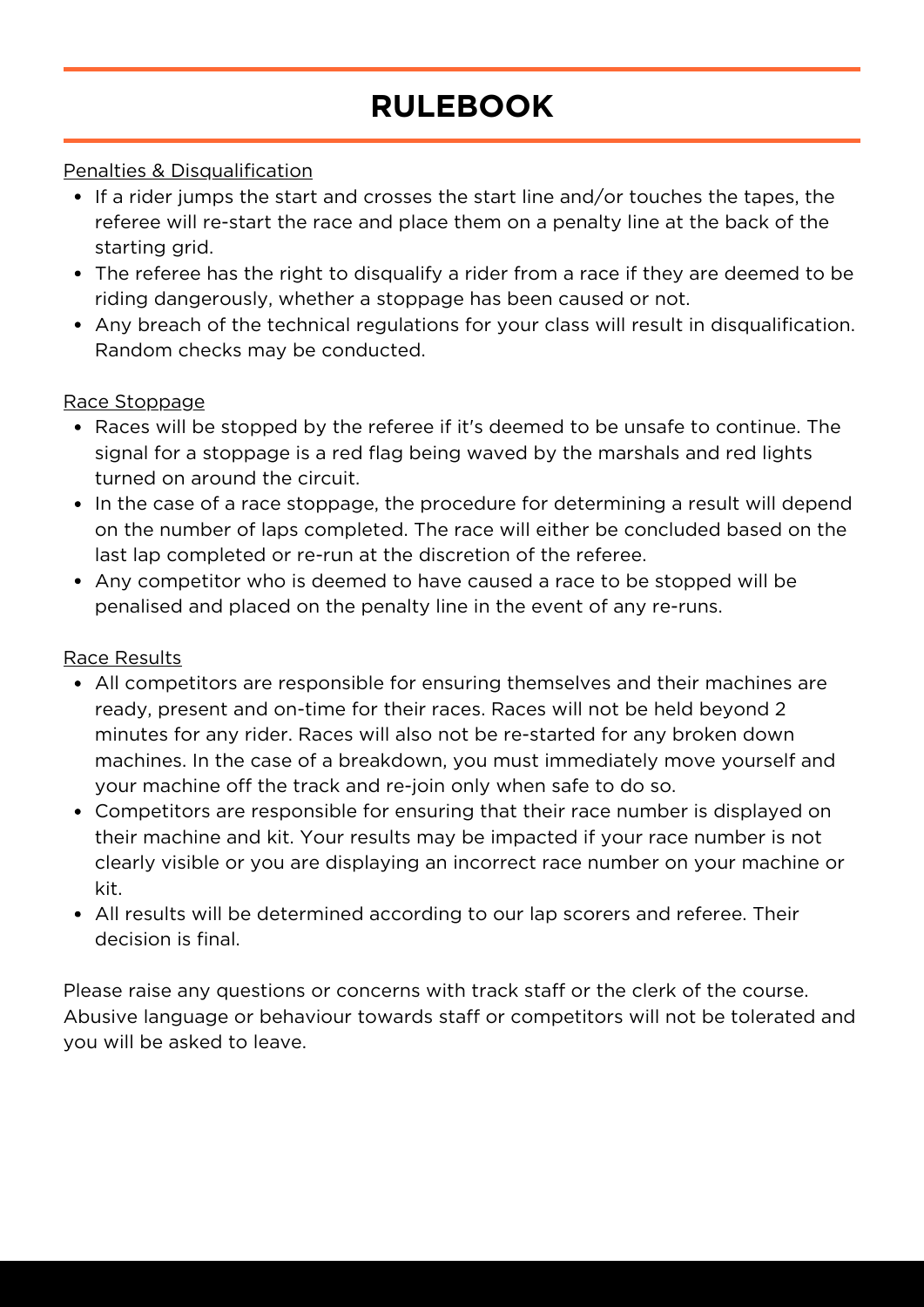# RULEBOOK

Penalties & Disqualification

- If a rider jumps the start and crosses the start line and/or touches the tapes, the referee will re-start the race and place them on a penalty line at the back of the starting grid.
- The referee has the right to disqualify a rider from a race if they are deemed to be riding dangerously, whether a stoppage has been caused or not.
- Any breach of the technical regulations for your class will result in disqualification. Random checks may be conducted.

Race Stoppage

- Races will be stopped by the referee if it's deemed to be unsafe to continue. The signal for a stoppage is a red flag being waved by the marshals and red lights turned on around the circuit.
- In the case of a race stoppage, the procedure for determining a result will depend on the number of laps completed. The race will either be concluded based on the last lap completed or re-run at the discretion of the referee.
- Any competitor who is deemed to have caused a race to be stopped will be penalised and placed on the penalty line in the event of any re-runs.

Race Results

- All competitors are responsible for ensuring themselves and their machines are ready, present and on-time for their races. Races will not be held beyond 2 minutes for any rider. Races will also not be re-started for any broken down machines. In the case of a breakdown, you must immediately move yourself and your machine off the track and re-join only when safe to do so.
- Competitors are responsible for ensuring that their race number is displayed on their machine and kit. Your results may be impacted if your race number is not clearly visible or you are displaying an incorrect race number on your machine or kit.
- All results will be determined according to our lap scorers and referee. Their decision is final.

Please raise any questions or concerns with track staff or the clerk of the course. Abusive language or behaviour towards staff or competitors will not be tolerated and you will be asked to leave.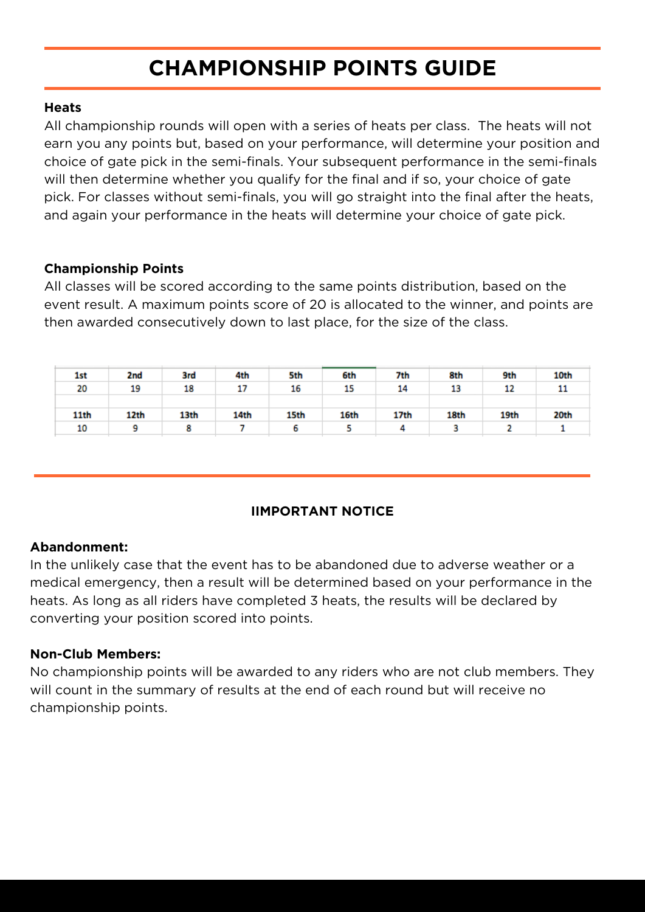# CHAMPIONSHIP POINTS GUIDE

**Heats**

All championship rounds will open with a series of heats per class. The heats will not earn you any points but, based on your performance, will determine your position and choice of gate pick in the semi-finals. Your subsequent performance in the semi-finals will then determine whether you qualify for the final and if so, your choice of gate pick. For classes without semi-finals, you will go straight into the final after the heats, and again your performance in the heats will determine your choice of gate pick.

**Championship Points**

All classes will be scored according to the same points distribution, based on the event result. A maximum points score of 20 is allocated to the winner, and points are then awarded consecutively down to last place, for the size of the class.

| 1st | 2nd | 3rd | 4th | 5th | 6th | 7th | 8th | 9th | 10th |
|---|---|---|---|---|---|---|---|---|---|
| 20 | 19 | 18 | 17 | 16 | 15 | 14 | 13 | 12 | 11 |
| | | | | | | | | | |
| **11th** | **12th** | **13th** | **14th** | **15th** | **16th** | **17th** | **18th** | **19th** | **20th** |
| 10 | 9 | 8 | 7 | 6 | 5 | 4 | 3 | 2 | 1 |

**IIMPORTANT NOTICE**

**Abandonment:**

In the unlikely case that the event has to be abandoned due to adverse weather or a medical emergency, then a result will be determined based on your performance in the heats. As long as all riders have completed 3 heats, the results will be declared by converting your position scored into points.

**Non-Club Members:**

No championship points will be awarded to any riders who are not club members. They will count in the summary of results at the end of each round but will receive no championship points.